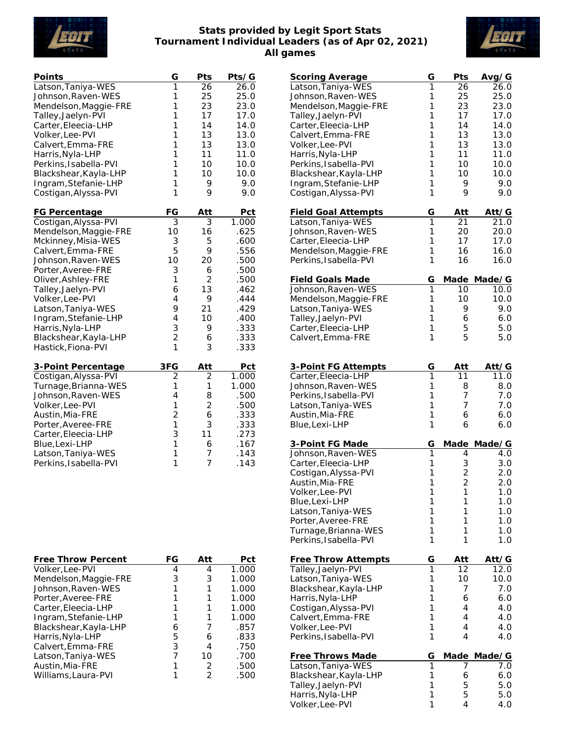# Stats provided by Legit Sport Stats
## Tournament Individual Leaders (as of Apr 02, 2021)
## All games

| Points | G | Pts | Pts/G |
|---|---|---|---|
| Latson,Taniya-WES | 1 | 26 | 26.0 |
| Johnson,Raven-WES | 1 | 25 | 25.0 |
| Mendelson,Maggie-FRE | 1 | 23 | 23.0 |
| Talley,Jaelyn-PVI | 1 | 17 | 17.0 |
| Carter,Eleecia-LHP | 1 | 14 | 14.0 |
| Volker,Lee-PVI | 1 | 13 | 13.0 |
| Calvert,Emma-FRE | 1 | 13 | 13.0 |
| Harris,Nyla-LHP | 1 | 11 | 11.0 |
| Perkins,Isabella-PVI | 1 | 10 | 10.0 |
| Blackshear,Kayla-LHP | 1 | 10 | 10.0 |
| Ingram,Stefanie-LHP | 1 | 9 | 9.0 |
| Costigan,Alyssa-PVI | 1 | 9 | 9.0 |

| FG Percentage | FG | Att | Pct |
|---|---|---|---|
| Costigan,Alyssa-PVI | 3 | 3 | 1.000 |
| Mendelson,Maggie-FRE | 10 | 16 | .625 |
| Mckinney,Misia-WES | 3 | 5 | .600 |
| Calvert,Emma-FRE | 5 | 9 | .556 |
| Johnson,Raven-WES | 10 | 20 | .500 |
| Porter,Averee-FRE | 3 | 6 | .500 |
| Oliver,Ashley-FRE | 1 | 2 | .500 |
| Talley,Jaelyn-PVI | 6 | 13 | .462 |
| Volker,Lee-PVI | 4 | 9 | .444 |
| Latson,Taniya-WES | 9 | 21 | .429 |
| Ingram,Stefanie-LHP | 4 | 10 | .400 |
| Harris,Nyla-LHP | 3 | 9 | .333 |
| Blackshear,Kayla-LHP | 2 | 6 | .333 |
| Hastick,Fiona-PVI | 1 | 3 | .333 |

| 3-Point Percentage | 3FG | Att | Pct |
|---|---|---|---|
| Costigan,Alyssa-PVI | 2 | 2 | 1.000 |
| Turnage,Brianna-WES | 1 | 1 | 1.000 |
| Johnson,Raven-WES | 4 | 8 | .500 |
| Volker,Lee-PVI | 1 | 2 | .500 |
| Austin,Mia-FRE | 2 | 6 | .333 |
| Porter,Averee-FRE | 1 | 3 | .333 |
| Carter,Eleecia-LHP | 3 | 11 | .273 |
| Blue,Lexi-LHP | 1 | 6 | .167 |
| Latson,Taniya-WES | 1 | 7 | .143 |
| Perkins,Isabella-PVI | 1 | 7 | .143 |

| Free Throw Percent | FG | Att | Pct |
|---|---|---|---|
| Volker,Lee-PVI | 4 | 4 | 1.000 |
| Mendelson,Maggie-FRE | 3 | 3 | 1.000 |
| Johnson,Raven-WES | 1 | 1 | 1.000 |
| Porter,Averee-FRE | 1 | 1 | 1.000 |
| Carter,Eleecia-LHP | 1 | 1 | 1.000 |
| Ingram,Stefanie-LHP | 1 | 1 | 1.000 |
| Blackshear,Kayla-LHP | 6 | 7 | .857 |
| Harris,Nyla-LHP | 5 | 6 | .833 |
| Calvert,Emma-FRE | 3 | 4 | .750 |
| Latson,Taniya-WES | 7 | 10 | .700 |
| Austin,Mia-FRE | 1 | 2 | .500 |
| Williams,Laura-PVI | 1 | 2 | .500 |

| Scoring Average | G | Pts | Avg/G |
|---|---|---|---|
| Latson,Taniya-WES | 1 | 26 | 26.0 |
| Johnson,Raven-WES | 1 | 25 | 25.0 |
| Mendelson,Maggie-FRE | 1 | 23 | 23.0 |
| Talley,Jaelyn-PVI | 1 | 17 | 17.0 |
| Carter,Eleecia-LHP | 1 | 14 | 14.0 |
| Calvert,Emma-FRE | 1 | 13 | 13.0 |
| Volker,Lee-PVI | 1 | 13 | 13.0 |
| Harris,Nyla-LHP | 1 | 11 | 11.0 |
| Perkins,Isabella-PVI | 1 | 10 | 10.0 |
| Blackshear,Kayla-LHP | 1 | 10 | 10.0 |
| Ingram,Stefanie-LHP | 1 | 9 | 9.0 |
| Costigan,Alyssa-PVI | 1 | 9 | 9.0 |

| Field Goal Attempts | G | Att | Att/G |
|---|---|---|---|
| Latson,Taniya-WES | 1 | 21 | 21.0 |
| Johnson,Raven-WES | 1 | 20 | 20.0 |
| Carter,Eleecia-LHP | 1 | 17 | 17.0 |
| Mendelson,Maggie-FRE | 1 | 16 | 16.0 |
| Perkins,Isabella-PVI | 1 | 16 | 16.0 |

| Field Goals Made | G | Made | Made/G |
|---|---|---|---|
| Johnson,Raven-WES | 1 | 10 | 10.0 |
| Mendelson,Maggie-FRE | 1 | 10 | 10.0 |
| Latson,Taniya-WES | 1 | 9 | 9.0 |
| Talley,Jaelyn-PVI | 1 | 6 | 6.0 |
| Carter,Eleecia-LHP | 1 | 5 | 5.0 |
| Calvert,Emma-FRE | 1 | 5 | 5.0 |

| 3-Point FG Attempts | G | Att | Att/G |
|---|---|---|---|
| Carter,Eleecia-LHP | 1 | 11 | 11.0 |
| Johnson,Raven-WES | 1 | 8 | 8.0 |
| Perkins,Isabella-PVI | 1 | 7 | 7.0 |
| Latson,Taniya-WES | 1 | 7 | 7.0 |
| Austin,Mia-FRE | 1 | 6 | 6.0 |
| Blue,Lexi-LHP | 1 | 6 | 6.0 |

| 3-Point FG Made | G | Made | Made/G |
|---|---|---|---|
| Johnson,Raven-WES | 1 | 4 | 4.0 |
| Carter,Eleecia-LHP | 1 | 3 | 3.0 |
| Costigan,Alyssa-PVI | 1 | 2 | 2.0 |
| Austin,Mia-FRE | 1 | 2 | 2.0 |
| Volker,Lee-PVI | 1 | 1 | 1.0 |
| Blue,Lexi-LHP | 1 | 1 | 1.0 |
| Latson,Taniya-WES | 1 | 1 | 1.0 |
| Porter,Averee-FRE | 1 | 1 | 1.0 |
| Turnage,Brianna-WES | 1 | 1 | 1.0 |
| Perkins,Isabella-PVI | 1 | 1 | 1.0 |

| Free Throw Attempts | G | Att | Att/G |
|---|---|---|---|
| Talley,Jaelyn-PVI | 1 | 12 | 12.0 |
| Latson,Taniya-WES | 1 | 10 | 10.0 |
| Blackshear,Kayla-LHP | 1 | 7 | 7.0 |
| Harris,Nyla-LHP | 1 | 6 | 6.0 |
| Costigan,Alyssa-PVI | 1 | 4 | 4.0 |
| Calvert,Emma-FRE | 1 | 4 | 4.0 |
| Volker,Lee-PVI | 1 | 4 | 4.0 |
| Perkins,Isabella-PVI | 1 | 4 | 4.0 |

| Free Throws Made | G | Made | Made/G |
|---|---|---|---|
| Latson,Taniya-WES | 1 | 7 | 7.0 |
| Blackshear,Kayla-LHP | 1 | 6 | 6.0 |
| Talley,Jaelyn-PVI | 1 | 5 | 5.0 |
| Harris,Nyla-LHP | 1 | 5 | 5.0 |
| Volker,Lee-PVI | 1 | 4 | 4.0 |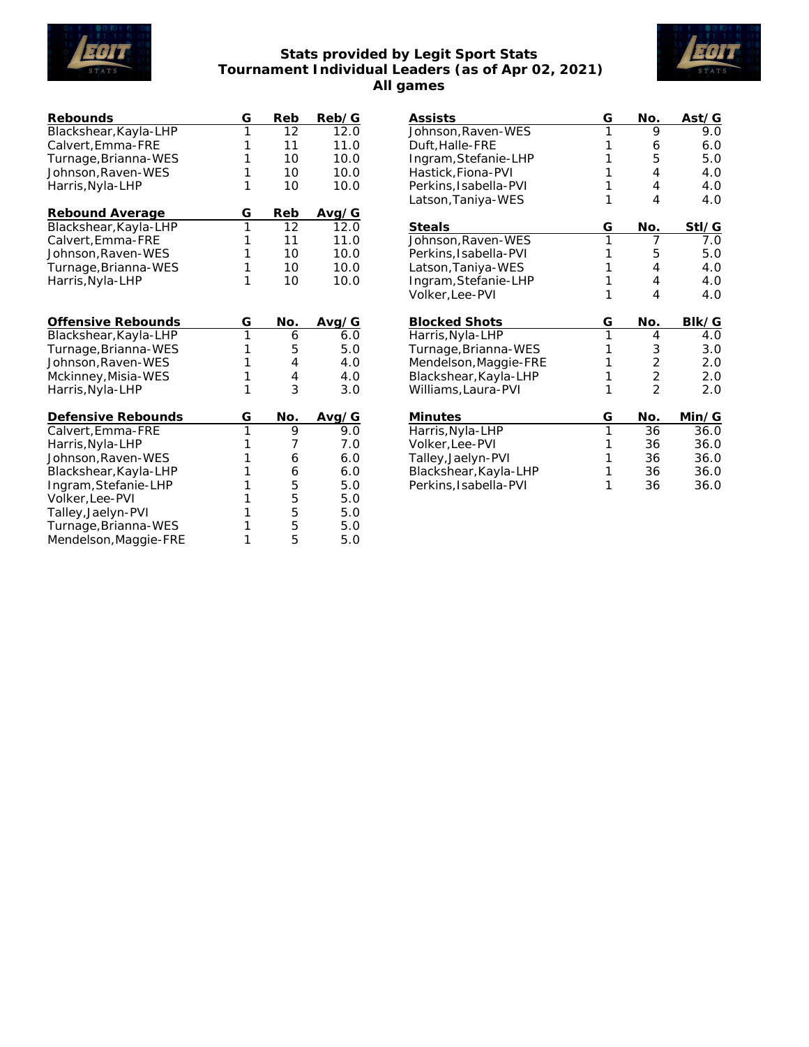**Stats provided by Legit Sport Stats**
**Tournament Individual Leaders (as of Apr 02, 2021)**
**All games**

| Rebounds | G | Reb | Reb/G |
|---|---|---|---|
| Blackshear,Kayla-LHP | 1 | 12 | 12.0 |
| Calvert,Emma-FRE | 1 | 11 | 11.0 |
| Turnage,Brianna-WES | 1 | 10 | 10.0 |
| Johnson,Raven-WES | 1 | 10 | 10.0 |
| Harris,Nyla-LHP | 1 | 10 | 10.0 |

| Rebound Average | G | Reb | Avg/G |
|---|---|---|---|
| Blackshear,Kayla-LHP | 1 | 12 | 12.0 |
| Calvert,Emma-FRE | 1 | 11 | 11.0 |
| Johnson,Raven-WES | 1 | 10 | 10.0 |
| Turnage,Brianna-WES | 1 | 10 | 10.0 |
| Harris,Nyla-LHP | 1 | 10 | 10.0 |

| Offensive Rebounds | G | No. | Avg/G |
|---|---|---|---|
| Blackshear,Kayla-LHP | 1 | 6 | 6.0 |
| Turnage,Brianna-WES | 1 | 5 | 5.0 |
| Johnson,Raven-WES | 1 | 4 | 4.0 |
| Mckinney,Misia-WES | 1 | 4 | 4.0 |
| Harris,Nyla-LHP | 1 | 3 | 3.0 |

| Defensive Rebounds | G | No. | Avg/G |
|---|---|---|---|
| Calvert,Emma-FRE | 1 | 9 | 9.0 |
| Harris,Nyla-LHP | 1 | 7 | 7.0 |
| Johnson,Raven-WES | 1 | 6 | 6.0 |
| Blackshear,Kayla-LHP | 1 | 6 | 6.0 |
| Ingram,Stefanie-LHP | 1 | 5 | 5.0 |
| Volker,Lee-PVI | 1 | 5 | 5.0 |
| Talley,Jaelyn-PVI | 1 | 5 | 5.0 |
| Turnage,Brianna-WES | 1 | 5 | 5.0 |
| Mendelson,Maggie-FRE | 1 | 5 | 5.0 |

| Assists | G | No. | Ast/G |
|---|---|---|---|
| Johnson,Raven-WES | 1 | 9 | 9.0 |
| Duft,Halle-FRE | 1 | 6 | 6.0 |
| Ingram,Stefanie-LHP | 1 | 5 | 5.0 |
| Hastick,Fiona-PVI | 1 | 4 | 4.0 |
| Perkins,Isabella-PVI | 1 | 4 | 4.0 |
| Latson,Taniya-WES | 1 | 4 | 4.0 |

| Steals | G | No. | Stl/G |
|---|---|---|---|
| Johnson,Raven-WES | 1 | 7 | 7.0 |
| Perkins,Isabella-PVI | 1 | 5 | 5.0 |
| Latson,Taniya-WES | 1 | 4 | 4.0 |
| Ingram,Stefanie-LHP | 1 | 4 | 4.0 |
| Volker,Lee-PVI | 1 | 4 | 4.0 |

| Blocked Shots | G | No. | Blk/G |
|---|---|---|---|
| Harris,Nyla-LHP | 1 | 4 | 4.0 |
| Turnage,Brianna-WES | 1 | 3 | 3.0 |
| Mendelson,Maggie-FRE | 1 | 2 | 2.0 |
| Blackshear,Kayla-LHP | 1 | 2 | 2.0 |
| Williams,Laura-PVI | 1 | 2 | 2.0 |

| Minutes | G | No. | Min/G |
|---|---|---|---|
| Harris,Nyla-LHP | 1 | 36 | 36.0 |
| Volker,Lee-PVI | 1 | 36 | 36.0 |
| Talley,Jaelyn-PVI | 1 | 36 | 36.0 |
| Blackshear,Kayla-LHP | 1 | 36 | 36.0 |
| Perkins,Isabella-PVI | 1 | 36 | 36.0 |